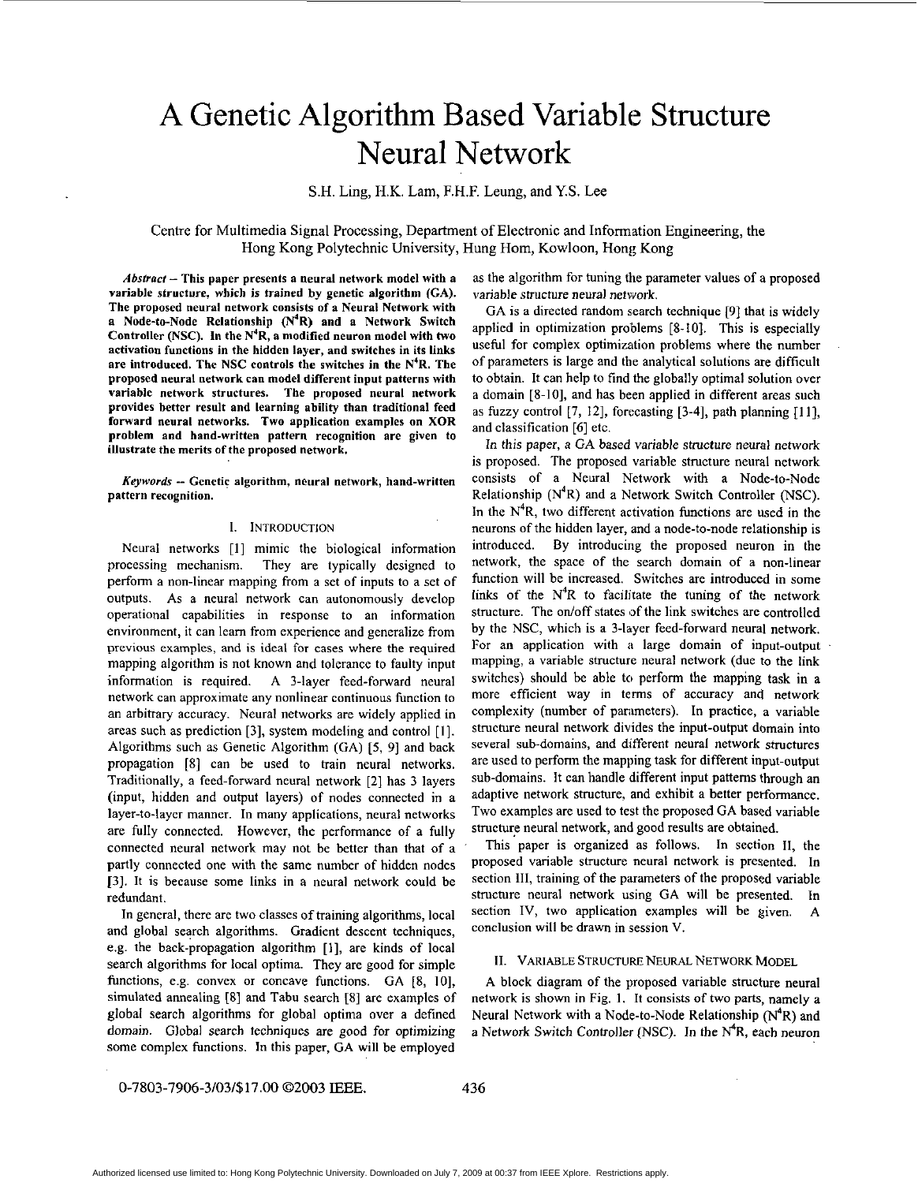# A Genetic Algorithm Based Variable Structure Neural Network

S.H. Ling, H.K. Lam, F.H.F. Leung, and Y.S. Lee

Centre for Multimedia Signal Processing, Department of Electronic and Information Engineering, the Hong Kong Polytechnic University, Hung Hom, Kowloon, Hong Kong

***Abstract* – This paper presents a neural network model with a variable structure, which is trained by genetic algorithm (GA). The proposed neural network consists of a Neural Network with a Node-to-Node Relationship ($N^4R$) and a Network Switch Controller (NSC). In the $N^4R$, a modified neuron model with two activation functions in the hidden layer, and switches in its links are introduced. The NSC controls the switches in the $N^4R$. The proposed neural network can model different input patterns with variable network structures. The proposed neural network provides better result and learning ability than traditional feed forward neural networks. Two application examples on XOR problem and hand-written pattern recognition are given to illustrate the merits of the proposed network.**

***Keywords* – Genetic algorithm, neural network, hand-written pattern recognition.**

## I. INTRODUCTION

Neural networks [1] mimic the biological information processing mechanism. They are typically designed to perform a non-linear mapping from a set of inputs to a set of outputs. As a neural network can autonomously develop operational capabilities in response to an information environment, it can learn from experience and generalize from previous examples, and is ideal for cases where the required mapping algorithm is not known and tolerance to faulty input information is required. A 3-layer feed-forward neural network can approximate any nonlinear continuous function to an arbitrary accuracy. Neural networks are widely applied in areas such as prediction [3], system modeling and control [1]. Algorithms such as Genetic Algorithm (GA) [5, 9] and back propagation [8] can be used to train neural networks. Traditionally, a feed-forward neural network [2] has 3 layers (input, hidden and output layers) of nodes connected in a layer-to-layer manner. In many applications, neural networks are fully connected. However, the performance of a fully connected neural network may not be better than that of a partly connected one with the same number of hidden nodes [3]. It is because some links in a neural network could be redundant.

In general, there are two classes of training algorithms, local and global search algorithms. Gradient descent techniques, e.g. the back-propagation algorithm [1], are kinds of local search algorithms for local optima. They are good for simple functions, e.g. convex or concave functions. GA [8, 10], simulated annealing [8] and Tabu search [8] are examples of global search algorithms for global optima over a defined domain. Global search techniques are good for optimizing some complex functions. In this paper, GA will be employed as the algorithm for tuning the parameter values of a proposed *variable structure neural network*.

GA is a directed random search technique [9] that is widely applied in optimization problems [8-10]. This is especially useful for complex optimization problems where the number of parameters is large and the analytical solutions are difficult to obtain. It can help to find the globally optimal solution over a domain [8-10], and has been applied in different areas such as fuzzy control [7, 12], forecasting [3-4], path planning [11], and classification [6] etc.

In this paper, a *GA based variable structure neural network* is proposed. The proposed variable structure neural network consists of a Neural Network with a Node-to-Node Relationship ($N^4R$) and a Network Switch Controller (NSC). In the $N^4R$, two different activation functions are used in the neurons of the hidden layer, and a node-to-node relationship is introduced. By introducing the proposed neuron in the network, the space of the search domain of a non-linear function will be increased. Switches are introduced in some links of the $N^4R$ to facilitate the tuning of the network structure. The on/off states of the link switches are controlled by the NSC, which is a 3-layer feed-forward neural network. For an application with a large domain of input-output mapping, a variable structure neural network (due to the link switches) should be able to perform the mapping task in a more efficient way in terms of accuracy and network complexity (number of parameters). In practice, a variable structure neural network divides the input-output domain into several sub-domains, and different neural network structures are used to perform the mapping task for different input-output sub-domains. It can handle different input patterns through an adaptive network structure, and exhibit a better performance. Two examples are used to test the proposed GA based variable structure neural network, and good results are obtained.

This paper is organized as follows. In section II, the proposed variable structure neural network is presented. In section III, training of the parameters of the proposed variable structure neural network using GA will be presented. In section IV, two application examples will be given. A conclusion will be drawn in session V.

## II. VARIABLE STRUCTURE NEURAL NETWORK MODEL

A block diagram of the proposed variable structure neural network is shown in Fig. 1. It consists of two parts, namely a Neural Network with a Node-to-Node Relationship ($N^4R$) and a Network Switch Controller (NSC). In the $N^4R$, each neuron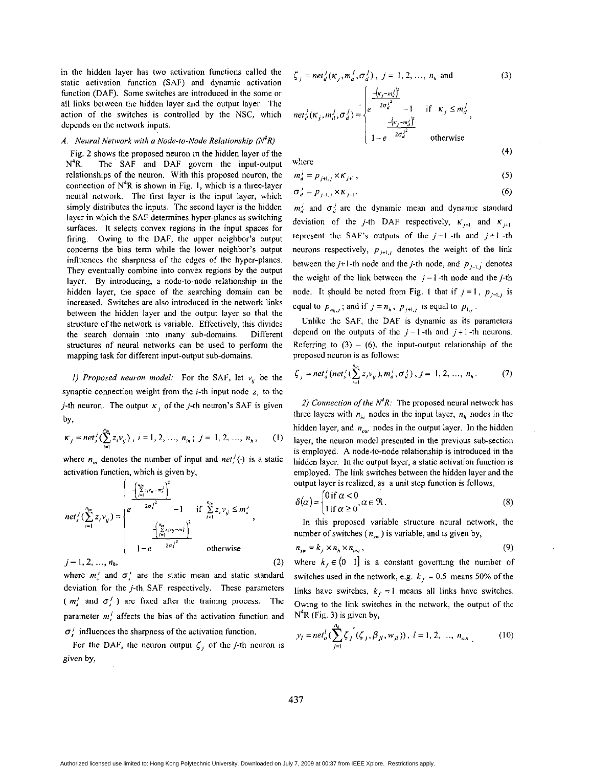in the hidden layer has two activation functions called the static activation function (SAF) and dynamic activation function (DAF). Some switches are introduced in the some or all links between the hidden layer and the output layer. The action of the switches is controlled by the NSC, which depends on the network inputs.

### A. Neural Network with a Node-to-Node Relationship ($N^4R$)

Fig. 2 shows the proposed neuron in the hidden layer of the $N^4R$. The SAF and DAF govern the input-output relationships of the neuron. With this proposed neuron, the connection of $N^4R$ is shown in Fig. 1, which is a three-layer neural network. The first layer is the input layer, which simply distributes the inputs. The second layer is the hidden layer in which the SAF determines hyper-planes as switching surfaces. It selects convex regions in the input spaces for firing. Owing to the DAF, the upper neighbor's output concerns the bias term while the lower neighbor's output influences the sharpness of the edges of the hyper-planes. They eventually combine into convex regions by the output layer. By introducing, a node-to-node relationship in the hidden layer, the space of the searching domain can be increased. Switches are also introduced in the network links between the hidden layer and the output layer so that the structure of the network is variable. Effectively, this divides the search domain into many sub-domains. Different structures of neural networks can be used to perform the mapping task for different input-output sub-domains.

*1) Proposed neuron model:* For the SAF, let $v_{ij}$ be the synaptic connection weight from the $i$-th input node $z_i$ to the $j$-th neuron. The output $\kappa_j$ of the $j$-th neuron's SAF is given by,

$$\kappa_j = net_s^j\left(\sum_{i=1}^{n_{in}} z_i v_{ij}\right),\ i = 1, 2, \ldots, n_{in};\ j = 1, 2, \ldots, n_h, \tag{1}$$

where $n_{in}$ denotes the number of input and $net_s^j(\cdot)$ is a static activation function, which is given by,

$$net_s^j\left(\sum_{i=1}^{n_{in}} z_i v_{ij}\right) = \begin{cases} e^{\frac{-\left(\sum_{i=1}^{n_{in}} z_i v_{ij} - m_s^j\right)^2}{2\sigma_s^{j^2}}} - 1 & \text{if } \sum_{i=1}^{n_{in}} z_i v_{ij} \le m_s^j \\ 1 - e^{\frac{-\left(\sum_{i=1}^{n_{in}} z_i v_{ij} - m_s^j\right)^2}{2\sigma_s^{j^2}}} & \text{otherwise} \end{cases},$$

$$j = 1, 2, \ldots, n_h, \tag{2}$$

where $m_s^j$ and $\sigma_s^j$ are the static mean and static standard deviation for the $j$-th SAF respectively. These parameters ($m_s^j$ and $\sigma_s^j$) are fixed after the training process. The parameter $m_s^j$ affects the bias of the activation function and $\sigma_s^j$ influences the sharpness of the activation function.

For the DAF, the neuron output $\zeta_j$ of the $j$-th neuron is given by,

$$\zeta_j = net_d^j(\kappa_j, m_d^j, \sigma_d^j),\ j = 1, 2, \ldots, n_h \text{ and} \tag{3}$$

$$net_d^j(\kappa_j, m_d^j, \sigma_d^j) = \begin{cases} e^{\frac{-(\kappa_j - m_d^j)^2}{2\sigma_d^{j^2}}} - 1 & \text{if } \kappa_j \le m_d^j \\ 1 - e^{\frac{-(\kappa_j - m_d^j)^2}{2\sigma_d^{j^2}}} & \text{otherwise} \end{cases}, \tag{4}$$

where

$$m_d^j = p_{j+1,j} \times \kappa_{j+1}, \tag{5}$$

$$\sigma_d^j = p_{j-1,j} \times \kappa_{j-1}. \tag{6}$$

$m_d^j$ and $\sigma_d^j$ are the dynamic mean and dynamic standard deviation of the $j$-th DAF respectively, $\kappa_{j-1}$ and $\kappa_{j+1}$ represent the SAF's outputs of the $j-1$-th and $j+1$-th neurons respectively, $p_{j+1,j}$ denotes the weight of the link between the $j+1$-th node and the $j$-th node, and $p_{j-1,j}$ denotes the weight of the link between the $j-1$-th node and the $j$-th node. It should be noted from Fig. 1 that if $j = 1$, $p_{j-1,j}$ is equal to $p_{n_h,j}$; and if $j = n_h$, $p_{j+1,j}$ is equal to $p_{1,j}$.

Unlike the SAF, the DAF is dynamic as its parameters depend on the outputs of the $j-1$-th and $j+1$-th neurons. Referring to (3) – (6), the input-output relationship of the proposed neuron is as follows:

$$\zeta_j = net_d^j\left(net_s^j\left(\sum_{i=1}^{n_{in}} z_i v_{ij}\right), m_d^j, \sigma_d^j\right),\ j = 1, 2, \ldots, n_h. \tag{7}$$

*2) Connection of the $N^4R$:* The proposed neural network has three layers with $n_{in}$ nodes in the input layer, $n_h$ nodes in the hidden layer, and $n_{out}$ nodes in the output layer. In the hidden layer, the neuron model presented in the previous sub-section is employed. A node-to-node relationship is introduced in the hidden layer. In the output layer, a static activation function is employed. The link switches between the hidden layer and the output layer is realized, as a unit step function is follows,

$$\delta(\alpha) = \begin{cases} 0 \text{ if } \alpha < 0 \\ 1 \text{ if } \alpha \ge 0 \end{cases}, \alpha \in \Re. \tag{8}$$

In this proposed variable structure neural network, the number of switches ($n_{sw}$) is variable, and is given by,

$$n_{sw} = k_f \times n_h \times n_{out}, \tag{9}$$

where $k_f \in (0\ \ 1]$ is a constant governing the number of switches used in the network, e.g. $k_f = 0.5$ means 50% of the links have switches, $k_f = 1$ means all links have switches. Owing to the link switches in the network, the output of the $N^4R$ (Fig. 3) is given by,

$$y_l = net_o^l\left(\sum_{j=1}^{n_h} \zeta_j'(\zeta_j, \beta_{jl}, w_{jl})\right),\ l = 1, 2, \ldots, n_{out} \tag{10}$$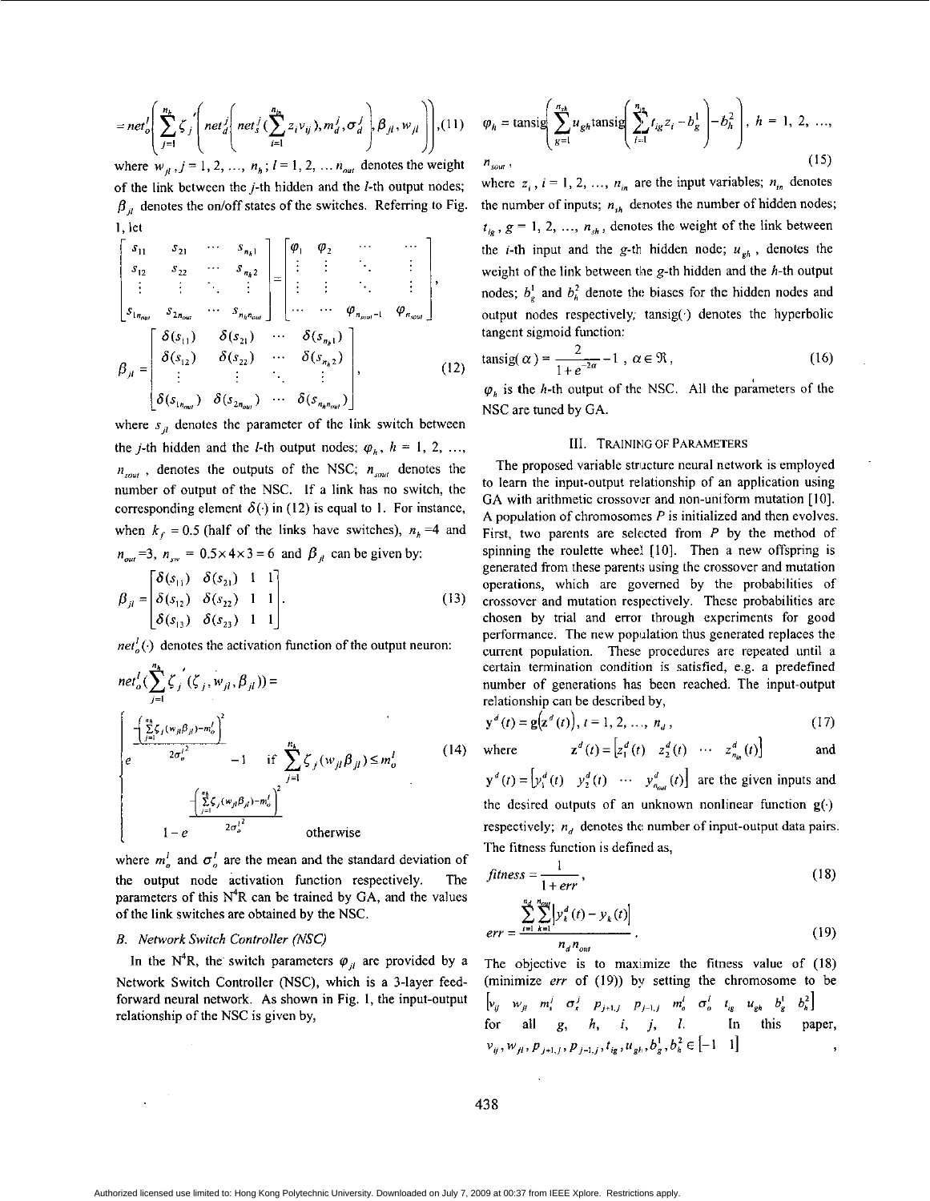$$= net_o^l\left(\sum_{j=1}^{n_h}\zeta_j'\left(net_d^j\left(net_s^j(\sum_{i=1}^{n_{in}} z_i v_{ij}), m_d^j, \sigma_d^j\right), \beta_{jl}, w_{jl}\right)\right), \quad (11)$$

where $w_{jl}, j = 1, 2, \ldots, n_h$; $l = 1, 2, \ldots n_{out}$ denotes the weight of the link between the $j$-th hidden and the $l$-th output nodes; $\beta_{jl}$ denotes the on/off states of the switches. Referring to Fig. 1, let

$$\begin{bmatrix} s_{11} & s_{21} & \cdots & s_{n_h 1} \\ s_{12} & s_{22} & \cdots & s_{n_h 2} \\ \vdots & \vdots & \ddots & \vdots \\ s_{1n_{out}} & s_{2n_{out}} & \cdots & s_{n_h n_{out}} \end{bmatrix} = \begin{bmatrix} \varphi_1 & \varphi_2 & \cdots & \cdots \\ \vdots & \vdots & \ddots & \vdots \\ \vdots & \vdots & \ddots & \vdots \\ \cdots & \cdots & \varphi_{n_{sout}-1} & \varphi_{n_{sout}} \end{bmatrix},$$

$$\beta_{jl} = \begin{bmatrix} \delta(s_{11}) & \delta(s_{21}) & \cdots & \delta(s_{n_h 1}) \\ \delta(s_{12}) & \delta(s_{22}) & \cdots & \delta(s_{n_h 2}) \\ \vdots & \vdots & \ddots & \vdots \\ \delta(s_{1n_{out}}) & \delta(s_{2n_{out}}) & \cdots & \delta(s_{n_h n_{out}}) \end{bmatrix}, \quad (12)$$

where $s_{jl}$ denotes the parameter of the link switch between the $j$-th hidden and the $l$-th output nodes; $\varphi_h$, $h = 1, 2, \ldots, n_{sout}$, denotes the outputs of the NSC; $n_{sout}$ denotes the number of output of the NSC. If a link has no switch, the corresponding element $\delta(\cdot)$ in (12) is equal to 1. For instance, when $k_f = 0.5$ (half of the links have switches), $n_h = 4$ and $n_{out} = 3$, $n_{sw} = 0.5 \times 4 \times 3 = 6$ and $\beta_{jl}$ can be given by:

$$\beta_{jl} = \begin{bmatrix} \delta(s_{11}) & \delta(s_{21}) & 1 & 1 \\ \delta(s_{12}) & \delta(s_{22}) & 1 & 1 \\ \delta(s_{13}) & \delta(s_{23}) & 1 & 1 \end{bmatrix}. \quad (13)$$

$net_o^l(\cdot)$ denotes the activation function of the output neuron:

$$net_o^l\left(\sum_{j=1}^{n_h}\zeta_j'(\zeta_j, w_{jl}, \beta_{jl})\right) =$$

$$\begin{cases} e^{-\frac{\left(\sum_{j=1}^{n_h}\zeta_j(w_{jl}\beta_{jl}) - m_o^l\right)^2}{2\sigma_o^{l^2}}} - 1 & \text{if } \sum_{j=1}^{n_h}\zeta_j(w_{jl}\beta_{jl}) \le m_o^l \\ 1 - e^{-\frac{\left(\sum_{j=1}^{n_h}\zeta_j(w_{jl}\beta_{jl}) - m_o^l\right)^2}{2\sigma_o^{l^2}}} & \text{otherwise} \end{cases} \quad (14)$$

where $m_o^l$ and $\sigma_o^l$ are the mean and the standard deviation of the output node activation function respectively. The parameters of this $N^4R$ can be trained by GA, and the values of the link switches are obtained by the NSC.

### B. Network Switch Controller (NSC)

In the $N^4R$, the switch parameters $\varphi_{jl}$ are provided by a Network Switch Controller (NSC), which is a 3-layer feed-forward neural network. As shown in Fig. 1, the input-output relationship of the NSC is given by,

$$\varphi_h = \text{tansig}\left(\sum_{g=1}^{n_{sh}} u_{gh}\,\text{tansig}\left(\sum_{i=1}^{n_{in}} t_{ig} z_i - b_g^1\right) - b_h^2\right), \; h = 1, 2, \ldots, n_{sout}, \quad (15)$$

where $z_i$, $i = 1, 2, \ldots, n_{in}$ are the input variables; $n_{in}$ denotes the number of inputs; $n_{sh}$ denotes the number of hidden nodes; $t_{ig}$, $g = 1, 2, \ldots, n_{sh}$, denotes the weight of the link between the $i$-th input and the $g$-th hidden node; $u_{gh}$, denotes the weight of the link between the $g$-th hidden and the $h$-th output nodes; $b_g^1$ and $b_h^2$ denote the biases for the hidden nodes and output nodes respectively; tansig($\cdot$) denotes the hyperbolic tangent sigmoid function:

$$\text{tansig}(\alpha) = \frac{2}{1 + e^{-2\alpha}} - 1, \; \alpha \in \Re, \quad (16)$$

$\varphi_h$ is the $h$-th output of the NSC. All the parameters of the NSC are tuned by GA.

## III. Training of Parameters

The proposed variable structure neural network is employed to learn the input-output relationship of an application using GA with arithmetic crossover and non-uniform mutation [10]. A population of chromosomes $P$ is initialized and then evolves. First, two parents are selected from $P$ by the method of spinning the roulette wheel [10]. Then a new offspring is generated from these parents using the crossover and mutation operations, which are governed by the probabilities of crossover and mutation respectively. These probabilities are chosen by trial and error through experiments for good performance. The new population thus generated replaces the current population. These procedures are repeated until a certain termination condition is satisfied, e.g. a predefined number of generations has been reached. The input-output relationship can be described by,

$$\mathbf{y}^d(t) = \mathbf{g}\left(\mathbf{z}^d(t)\right), \; t = 1, 2, \ldots, n_d, \quad (17)$$

where $\mathbf{z}^d(t) = \begin{bmatrix} z_1^d(t) & z_2^d(t) & \cdots & z_{n_{in}}^d(t) \end{bmatrix}$ and $\mathbf{y}^d(t) = \begin{bmatrix} y_1^d(t) & y_2^d(t) & \cdots & y_{n_{out}}^d(t) \end{bmatrix}$ are the given inputs and the desired outputs of an unknown nonlinear function $\mathbf{g}(\cdot)$ respectively; $n_d$ denotes the number of input-output data pairs. The fitness function is defined as,

$$fitness = \frac{1}{1 + err}, \quad (18)$$

$$err = \frac{\sum_{t=1}^{n_d}\sum_{k=1}^{n_{out}}\left|y_k^d(t) - y_k(t)\right|}{n_d n_{out}}, \quad (19)$$

The objective is to maximize the fitness value of (18) (minimize $err$ of (19)) by setting the chromosome to be $\begin{bmatrix} v_{ij} & w_{jl} & m_s^j & \sigma_s^j & p_{j+1,j} & p_{j-1,j} & m_o^l & \sigma_o^l & t_{ig} & u_{gh} & b_g^1 & b_h^2 \end{bmatrix}$ for all $g$, $h$, $i$, $j$, $l$. In this paper, $v_{ij}, w_{jl}, p_{j+1,j}, p_{j-1,j}, t_{ig}, u_{gh}, b_g^1, b_h^2 \in [-1 \;\; 1]$,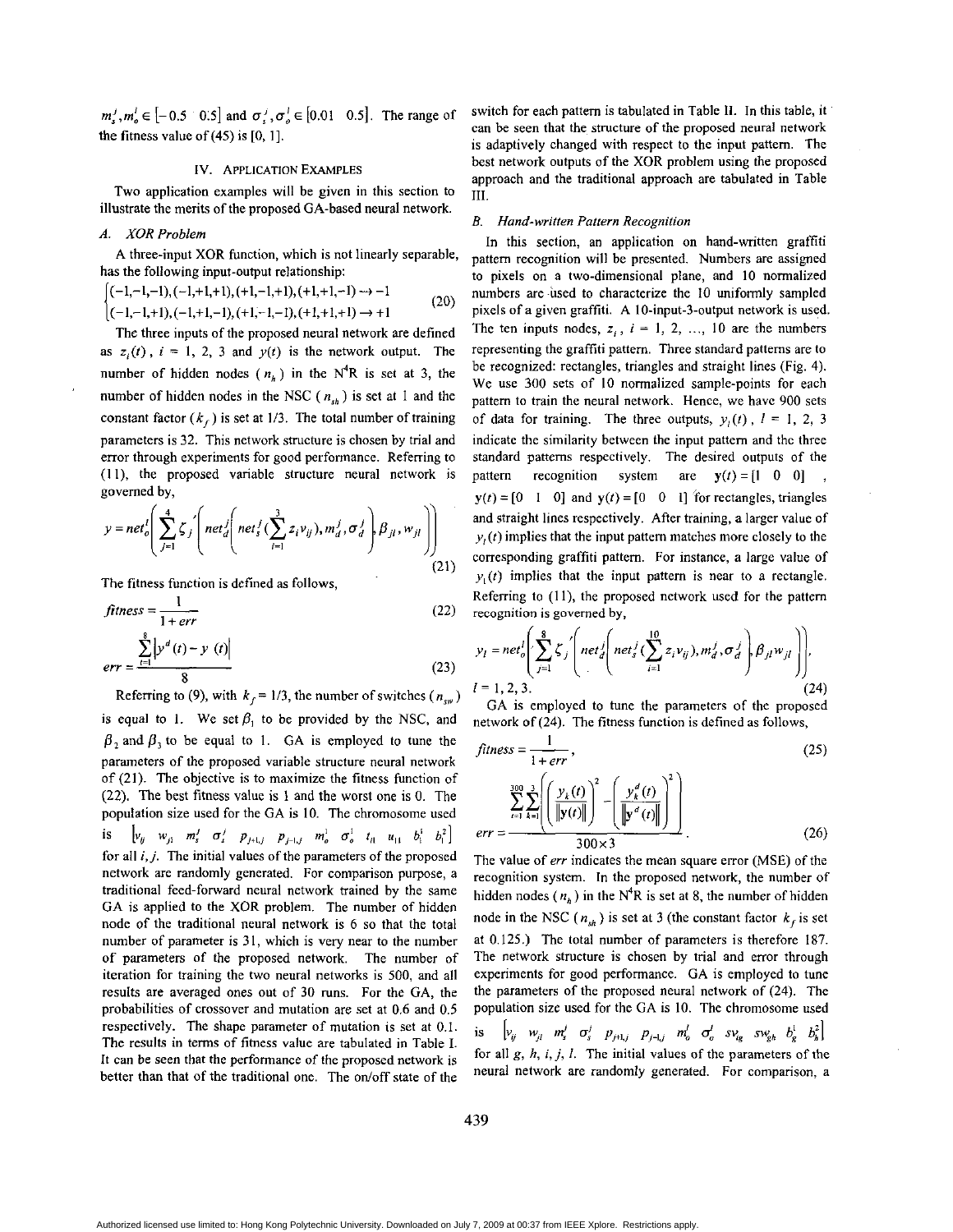$m_s^j, m_o^l \in [-0.5 \;\; 0.5]$ and $\sigma_s^j, \sigma_o^l \in [0.01 \;\; 0.5]$. The range of the fitness value of (45) is [0, 1].

## IV. Application Examples

Two application examples will be given in this section to illustrate the merits of the proposed GA-based neural network.

### A. XOR Problem

A three-input XOR function, which is not linearly separable, has the following input-output relationship:

$$\begin{cases}(-1,-1,-1),(-1,+1,+1),(+1,-1,+1),(+1,+1,-1) \to -1 \\ (-1,-1,+1),(-1,+1,-1),(+1,-1,-1),(+1,+1,+1) \to +1\end{cases} \tag{20}$$

The three inputs of the proposed neural network are defined as $z_i(t)$, $i = 1, 2, 3$ and $y(t)$ is the network output. The number of hidden nodes ($n_h$) in the N[4]R is set at 3, the number of hidden nodes in the NSC ($n_{sh}$) is set at 1 and the constant factor ($k_f$) is set at 1/3. The total number of training parameters is 32. This network structure is chosen by trial and error through experiments for good performance. Referring to (11), the proposed variable structure neural network is governed by,

$$y = net_o^l\left(\sum_{j=1}^{4} \zeta_j'\left(net_d^j\left(net_s^j(\sum_{i=1}^{3} z_i v_{ij}), m_d^j, \sigma_d^j\right), \beta_{jl}, w_{jl}\right)\right) \tag{21}$$

The fitness function is defined as follows,

$$fitness = \frac{1}{1+err} \tag{22}$$

$$err = \frac{\sum_{t=1}^{8}\left|y^d(t) - y(t)\right|}{8} \tag{23}$$

Referring to (9), with $k_f = 1/3$, the number of switches ($n_{sw}$) is equal to 1. We set $\beta_1$ to be provided by the NSC, and $\beta_2$ and $\beta_3$ to be equal to 1. GA is employed to tune the parameters of the proposed variable structure neural network of (21). The objective is to maximize the fitness function of (22). The best fitness value is 1 and the worst one is 0. The population size used for the GA is 10. The chromosome used is $\begin{bmatrix} v_{ij} & w_{jl} & m_s^j & \sigma_s^j & p_{j+1,j} & p_{j-1,j} & m_o^1 & \sigma_o^1 & t_{i1} & u_{11} & b_1^1 & b_1^2 \end{bmatrix}$ for all $i, j$. The initial values of the parameters of the proposed network are randomly generated. For comparison purpose, a traditional feed-forward neural network trained by the same GA is applied to the XOR problem. The number of hidden node of the traditional neural network is 6 so that the total number of parameter is 31, which is very near to the number of parameters of the proposed network. The number of iteration for training the two neural networks is 500, and all results are averaged ones out of 30 runs. For the GA, the probabilities of crossover and mutation are set at 0.6 and 0.5 respectively. The shape parameter of mutation is set at 0.1. The results in terms of fitness value are tabulated in Table I. It can be seen that the performance of the proposed network is better than that of the traditional one. The on/off state of the switch for each pattern is tabulated in Table II. In this table, it can be seen that the structure of the proposed neural network is adaptively changed with respect to the input pattern. The best network outputs of the XOR problem using the proposed approach and the traditional approach are tabulated in Table III.

### B. Hand-written Pattern Recognition

In this section, an application on hand-written graffiti pattern recognition will be presented. Numbers are assigned to pixels on a two-dimensional plane, and 10 normalized numbers are used to characterize the 10 uniformly sampled pixels of a given graffiti. A 10-input-3-output network is used. The ten inputs nodes, $z_i$, $i = 1, 2, \ldots, 10$ are the numbers representing the graffiti pattern. Three standard patterns are to be recognized: rectangles, triangles and straight lines (Fig. 4). We use 300 sets of 10 normalized sample-points for each pattern to train the neural network. Hence, we have 900 sets of data for training. The three outputs, $y_l(t)$, $l = 1, 2, 3$ indicate the similarity between the input pattern and the three standard patterns respectively. The desired outputs of the pattern recognition system are $\mathbf{y}(t) = [1 \;\; 0 \;\; 0]$, $\mathbf{y}(t) = [0 \;\; 1 \;\; 0]$ and $\mathbf{y}(t) = [0 \;\; 0 \;\; 1]$ for rectangles, triangles and straight lines respectively. After training, a larger value of $y_l(t)$ implies that the input pattern matches more closely to the corresponding graffiti pattern. For instance, a large value of $y_1(t)$ implies that the input pattern is near to a rectangle. Referring to (11), the proposed network used for the pattern recognition is governed by,

$$y_l = net_o^l\left(\sum_{j=1}^{8} \zeta_j'\left(net_d^j\left(net_s^j(\sum_{i=1}^{10} z_i v_{ij}), m_d^j, \sigma_d^j\right), \beta_{jl} w_{jl}\right),$$

$l = 1, 2, 3.$ (24)

GA is employed to tune the parameters of the proposed network of (24). The fitness function is defined as follows,

$$fitness = \frac{1}{1+err}, \tag{25}$$

$$err = \frac{\sum_{t=1}^{300}\sum_{k=1}^{3}\left(\left(\frac{y_k(t)}{\|\mathbf{y}(t)\|}\right)^2 - \left(\frac{y_k^d(t)}{\|\mathbf{y}^d(t)\|}\right)^2\right)}{300 \times 3}. \tag{26}$$

The value of $err$ indicates the mean square error (MSE) of the recognition system. In the proposed network, the number of hidden nodes ($n_h$) in the N[4]R is set at 8, the number of hidden node in the NSC ($n_{sh}$) is set at 3 (the constant factor $k_f$ is set at 0.125.) The total number of parameters is therefore 187. The network structure is chosen by trial and error through experiments for good performance. GA is employed to tune the parameters of the proposed neural network of (24). The population size used for the GA is 10. The chromosome used is $\begin{bmatrix} v_{ij} & w_{jl} & m_s^j & \sigma_s^j & p_{j+1,j} & p_{j-1,j} & m_o^l & \sigma_o^l & sv_{ig} & sw_{gh} & b_g^1 & b_h^2 \end{bmatrix}$ for all $g, h, i, j, l$. The initial values of the parameters of the neural network are randomly generated. For comparison, a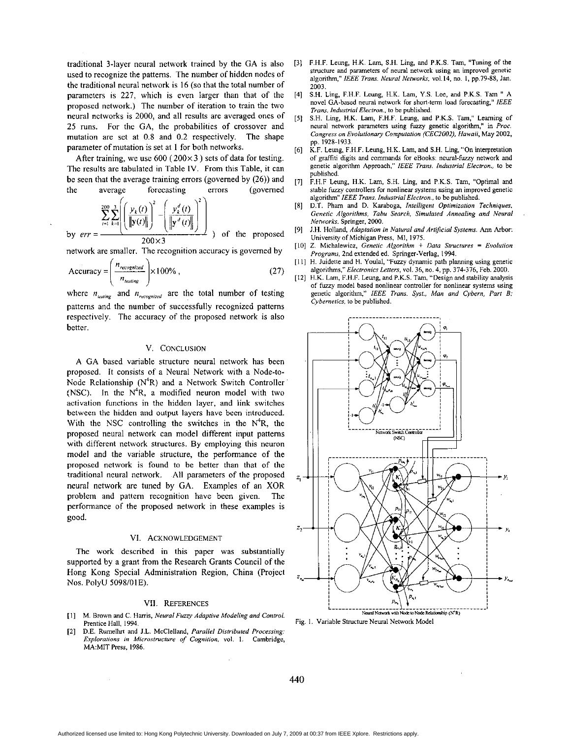traditional 3-layer neural network trained by the GA is also used to recognize the patterns. The number of hidden nodes of the traditional neural network is 16 (so that the total number of parameters is 227, which is even larger than that of the proposed network.) The number of iteration to train the two neural networks is 2000, and all results are averaged ones of 25 runs. For the GA, the probabilities of crossover and mutation are set at 0.8 and 0.2 respectively. The shape parameter of mutation is set at 1 for both networks.

After training, we use 600 ( $200\times 3$ ) sets of data for testing. The results are tabulated in Table IV. From this Table, it can be seen that the average training errors (governed by (26)) and the average forecasting errors (governed by $err = \dfrac{\sum_{t=1}^{200}\sum_{k=1}^{3}\left(\left(\dfrac{y_k(t)}{\|\mathbf{y}(t)\|}\right)^2 - \left(\dfrac{y_k^d(t)}{\|\mathbf{y}^d(t)\|}\right)^2\right)}{200\times 3}$ ) of the proposed network are smaller. The recognition accuracy is governed by

$$\text{Accuracy} = \left(\frac{n_{recognized}}{n_{testing}}\right)\times 100\%, \tag{27}$$

where $n_{testing}$ and $n_{recognized}$ are the total number of testing patterns and the number of successfully recognized patterns respectively. The accuracy of the proposed network is also better.

## V. CONCLUSION

A GA based variable structure neural network has been proposed. It consists of a Neural Network with a Node-to-Node Relationship ($N^4R$) and a Network Switch Controller (NSC). In the $N^4R$, a modified neuron model with two activation functions in the hidden layer, and link switches between the hidden and output layers have been introduced. With the NSC controlling the switches in the $N^4R$, the proposed neural network can model different input patterns with different network structures. By employing this neuron model and the variable structure, the performance of the proposed network is found to be better than that of the traditional neural network. All parameters of the proposed neural network are tuned by GA. Examples of an XOR problem and pattern recognition have been given. The performance of the proposed network in these examples is good.

## VI. ACKNOWLEDGEMENT

The work described in this paper was substantially supported by a grant from the Research Grants Council of the Hong Kong Special Administration Region, China (Project Nos. PolyU 5098/01E).

## VII. REFERENCES

[1] M. Brown and C. Harris, *Neural Fuzzy Adaptive Modeling and Control*. Prentice Hall, 1994.

[2] D.E. Rumelhrt and J.L. McClelland, *Parallel Distributed Processing: Explorations in Microstructure of Cognition*, vol. 1. Cambridge, MA:MIT Press, 1986.

[3] F.H.F. Leung, H.K. Lam, S.H. Ling, and P.K.S. Tam, "Tuning of the structure and parameters of neural network using an improved genetic algorithm," *IEEE Trans. Neural Networks*, vol.14, no. 1, pp.79-88, Jan. 2003.

[4] S.H. Ling, F.H.F. Leung, H.K. Lam, Y.S. Lee, and P.K.S. Tam " A novel GA-based neural network for short-term load forecasting," *IEEE Trans. Industrial Electron.*, to be published.

[5] S.H. Ling, H.K. Lam, F.H.F. Leung, and P.K.S. Tam," Learning of neural network parameters using fuzzy genetic algorithm," in *Proc. Congress on Evolutionary Computation (CEC2002), Hawaii*, May 2002, pp. 1928-1933.

[6] K.F. Leung, F.H.F. Leung, H.K. Lam, and S.H. Ling, "On interpretation of graffiti digits and commands for eBooks: neural-fuzzy network and genetic algorithm Approach," *IEEE Trans. Industrial Electron.*, to be published.

[7] F.H.F Leung, H.K. Lam, S.H. Ling, and P.K.S. Tam, "Optimal and stable fuzzy controllers for nonlinear systems using an improved genetic algorithm" *IEEE Trans. Industrial Electron.*, to be published.

[8] D.T. Pham and D. Karaboga, *Intelligent Optimization Techniques, Genetic Algorithms, Tabu Search, Simulated Annealing and Neural Networks*. Springer, 2000.

[9] J.H. Holland, *Adaptation in Natural and Artificial Systems*. Ann Arbor: University of Michigan Press, MI, 1975.

[10] Z. Michalewicz, *Genetic Algorithm + Data Structures = Evolution Programs*, 2nd extended ed. Springer-Verlag, 1994.

[11] H. Juidette and H. Youlal, "Fuzzy dynamic path planning using genetic algorithms," *Electronics Letters*, vol. 36, no. 4, pp. 374-376, Feb. 2000.

[12] H.K. Lam, F.H.F. Leung, and P.K.S. Tam, "Design and stability analysis of fuzzy model based nonlinear controller for nonlinear systems using genetic algorithm," *IEEE Trans. Syst., Man and Cybern, Part B: Cybernetics*, to be published.

Fig. 1. Variable Structure Neural Network Model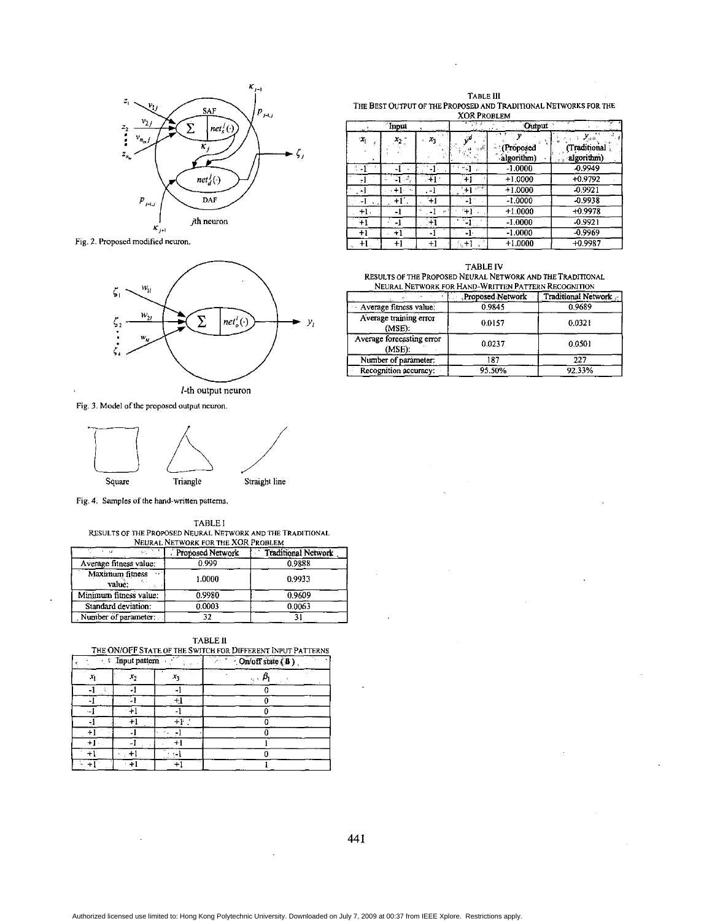$z_1$, $z_2$, $z_{n_{in}}$, $v_{1j}$, $v_{2j}$, $v_{n_{in}j}$, SAF, $\Sigma$, $net_s^j(\cdot)$, $\kappa_j$, $\kappa_{j-1}$, $p_{j-1,j}$, $net_d^j(\cdot)$, DAF, $p_{j+1,j}$, $\kappa_{j+1}$, $\zeta_j$, $j$th neuron

Fig. 2. Proposed modified neuron.

$\zeta_1$, $\zeta_2$, $\zeta_k$, $w_{1l}$, $w_{2l}$, $w_{kl}$, $\Sigma$, $net_o^l(\cdot)$, $y_l$

$l$-th output neuron

Fig. 3. Model of the proposed output neuron.

Square    Triangle    Straight line

Fig. 4. Samples of the hand-written patterns.

TABLE I
RESULTS OF THE PROPOSED NEURAL NETWORK AND THE TRADITIONAL NEURAL NETWORK FOR THE XOR PROBLEM

| | Proposed Network | Traditional Network |
|---|---|---|
| Average fitness value: | 0.999 | 0.9888 |
| Maximum fitness value: | 1.0000 | 0.9933 |
| Minimum fitness value: | 0.9980 | 0.9609 |
| Standard deviation: | 0.0003 | 0.0063 |
| Number of parameter: | 32 | 31 |

TABLE II
THE ON/OFF STATE OF THE SWITCH FOR DIFFERENT INPUT PATTERNS

| Input pattern | | | On/off state ($\beta$) |
|---|---|---|---|
| $x_1$ | $x_2$ | $x_3$ | $\beta_1$ |
| -1 | -1 | -1 | 0 |
| -1 | -1 | +1 | 0 |
| -1 | +1 | -1 | 0 |
| -1 | +1 | +1 | 0 |
| +1 | -1 | -1 | 0 |
| +1 | -1 | +1 | 1 |
| +1 | +1 | -1 | 0 |
| +1 | +1 | +1 | 1 |

TABLE III
THE BEST OUTPUT OF THE PROPOSED AND TRADITIONAL NETWORKS FOR THE XOR PROBLEM

| Input | | | Output | | |
|---|---|---|---|---|---|
| $x_1$ | $x_2$ | $x_3$ | $y^d$ | $y$ (Proposed algorithm) | $y_{trad}$ (Traditional algorithm) |
| -1 | -1 | -1 | -1 | -1.0000 | -0.9949 |
| -1 | -1 | +1 | +1 | +1.0000 | +0.9792 |
| -1 | +1 | -1 | +1 | +1.0000 | -0.9921 |
| -1 | +1 | +1 | -1 | -1.0000 | -0.9938 |
| +1 | -1 | -1 | +1 | +1.0000 | +0.9978 |
| +1 | -1 | +1 | -1 | -1.0000 | -0.9921 |
| +1 | +1 | -1 | -1 | -1.0000 | -0.9969 |
| +1 | +1 | +1 | +1 | +1.0000 | +0.9987 |

TABLE IV
RESULTS OF THE PROPOSED NEURAL NETWORK AND THE TRADITIONAL NEURAL NETWORK FOR HAND-WRITTEN PATTERN RECOGNITION

| | Proposed Network | Traditional Network |
|---|---|---|
| Average fitness value: | 0.9845 | 0.9689 |
| Average training error (MSE): | 0.0157 | 0.0321 |
| Average forecasting error (MSE): | 0.0237 | 0.0501 |
| Number of parameter: | 187 | 227 |
| Recognition accuracy: | 95.50% | 92.33% |